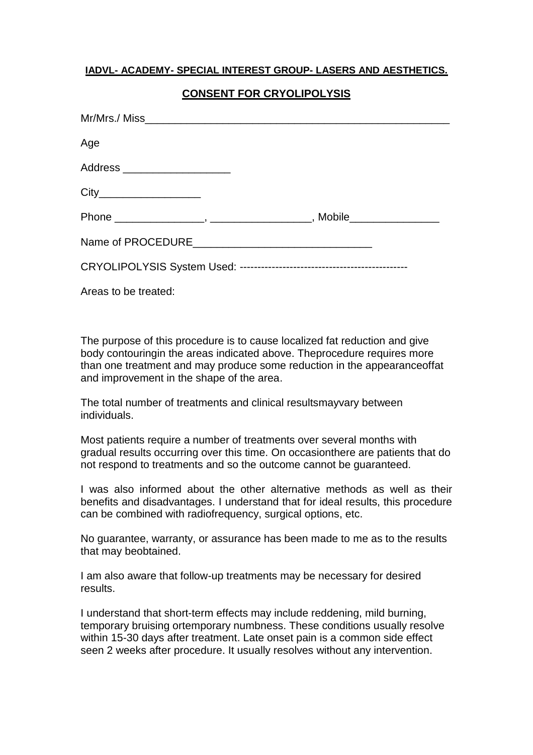**IADVL- ACADEMY- SPECIAL INTEREST GROUP- LASERS AND AESTHETICS.**

**CONSENT FOR CRYOLIPOLYSIS**

Mr/Mrs./ Miss_____________________________________________________

Age

Address __________________

City_________________

Phone _______________, _________________, Mobile_______________

Name of PROCEDURE______________________________

CRYOLIPOLYSIS System Used: -----------------------------------------------

Areas to be treated:

The purpose of this procedure is to cause localized fat reduction and give body contouringin the areas indicated above. Theprocedure requires more than one treatment and may produce some reduction in the appearanceoffat and improvement in the shape of the area.

The total number of treatments and clinical resultsmayvary between individuals.

Most patients require a number of treatments over several months with gradual results occurring over this time. On occasionthere are patients that do not respond to treatments and so the outcome cannot be guaranteed.

I was also informed about the other alternative methods as well as their benefits and disadvantages. I understand that for ideal results, this procedure can be combined with radiofrequency, surgical options, etc.

No guarantee, warranty, or assurance has been made to me as to the results that may beobtained.

I am also aware that follow-up treatments may be necessary for desired results.

I understand that short-term effects may include reddening, mild burning, temporary bruising ortemporary numbness. These conditions usually resolve within 15-30 days after treatment. Late onset pain is a common side effect seen 2 weeks after procedure. It usually resolves without any intervention.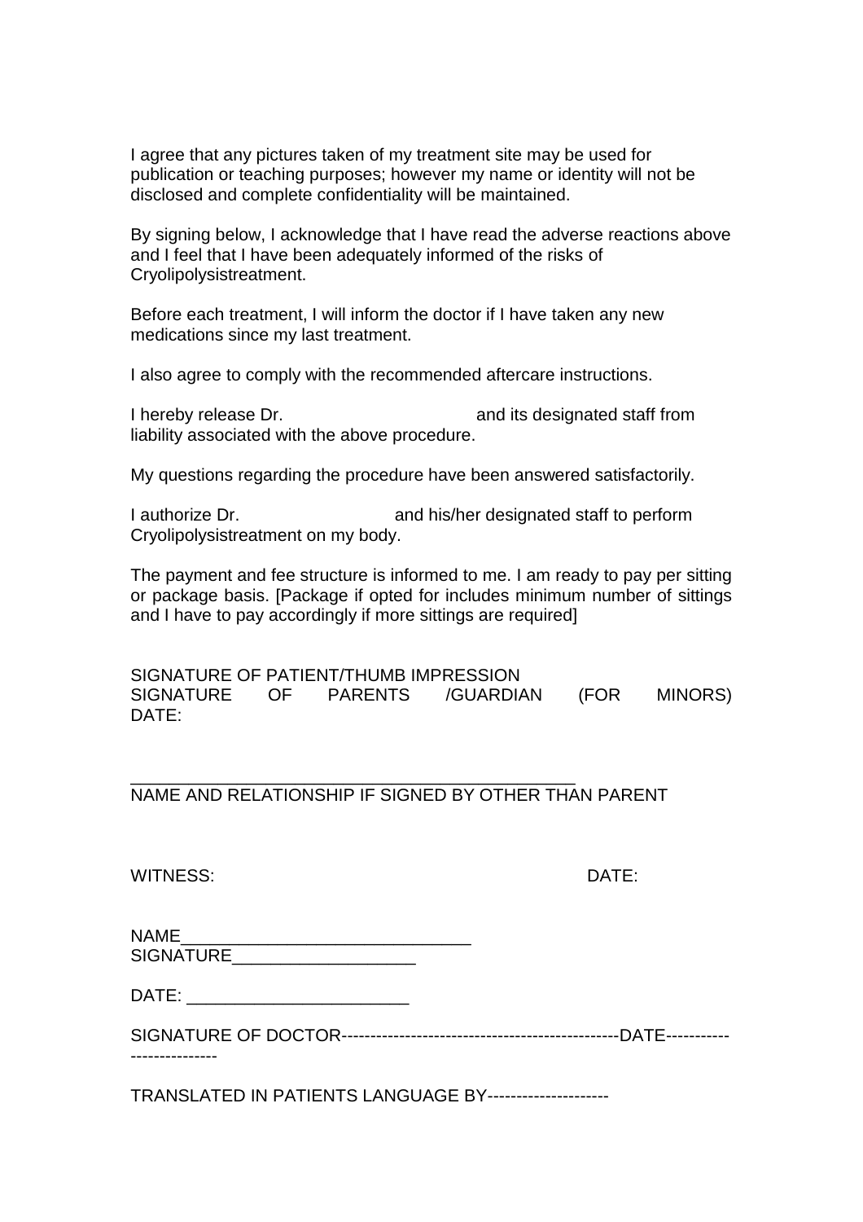I agree that any pictures taken of my treatment site may be used for publication or teaching purposes; however my name or identity will not be disclosed and complete confidentiality will be maintained.

By signing below, I acknowledge that I have read the adverse reactions above and I feel that I have been adequately informed of the risks of Cryolipolysistreatment.

Before each treatment, I will inform the doctor if I have taken any new medications since my last treatment.

I also agree to comply with the recommended aftercare instructions.

I hereby release Dr.                                 and its designated staff from liability associated with the above procedure.

My questions regarding the procedure have been answered satisfactorily.

I authorize Dr.                          and his/her designated staff to perform Cryolipolysistreatment on my body.

The payment and fee structure is informed to me. I am ready to pay per sitting or package basis. [Package if opted for includes minimum number of sittings and I have to pay accordingly if more sittings are required]

SIGNATURE OF PATIENT/THUMB IMPRESSION
SIGNATURE OF PARENTS /GUARDIAN (FOR MINORS)
DATE:

_______________________________________________
NAME AND RELATIONSHIP IF SIGNED BY OTHER THAN PARENT

WITNESS:                                                          DATE:

NAME______________________________
SIGNATURE___________________

DATE: _______________________

SIGNATURE OF DOCTOR------------------------------------------------DATE--------------------------

TRANSLATED IN PATIENTS LANGUAGE BY---------------------